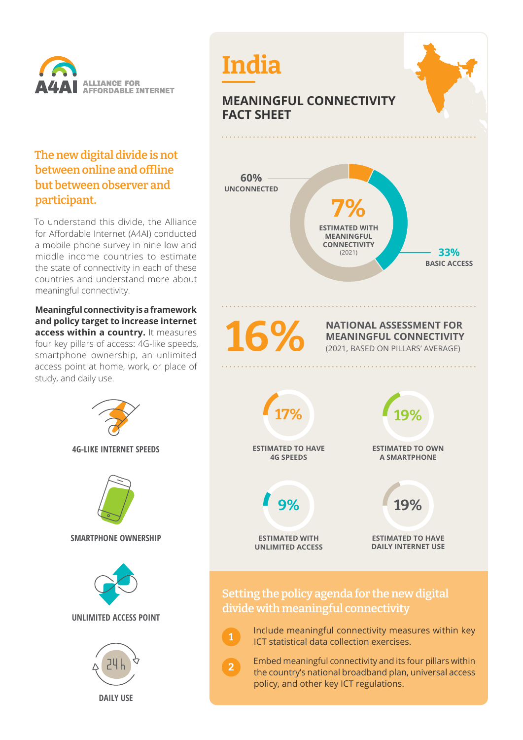A4AI ALLIANCE FOR AFFORDABLE INTERNET

## The new digital divide is not between online and offline but between observer and participant.

To understand this divide, the Alliance for Affordable Internet (A4AI) conducted a mobile phone survey in nine low and middle income countries to estimate the state of connectivity in each of these countries and understand more about meaningful connectivity.

**Meaningful connectivity is a framework and policy target to increase internet access within a country.** It measures four key pillars of access: 4G-like speeds, smartphone ownership, an unlimited access point at home, work, or place of study, and daily use.

4G-LIKE INTERNET SPEEDS

SMARTPHONE OWNERSHIP

UNLIMITED ACCESS POINT

DAILY USE

# India

## MEANINGFUL CONNECTIVITY FACT SHEET

60% UNCONNECTED

7% ESTIMATED WITH MEANINGFUL CONNECTIVITY (2021)

33% BASIC ACCESS

**16%** NATIONAL ASSESSMENT FOR MEANINGFUL CONNECTIVITY (2021, BASED ON PILLARS' AVERAGE)

17% ESTIMATED TO HAVE 4G SPEEDS

19% ESTIMATED TO OWN A SMARTPHONE

9% ESTIMATED WITH UNLIMITED ACCESS

19% ESTIMATED TO HAVE DAILY INTERNET USE

## Setting the policy agenda for the new digital divide with meaningful connectivity

1. Include meaningful connectivity measures within key ICT statistical data collection exercises.
2. Embed meaningful connectivity and its four pillars within the country's national broadband plan, universal access policy, and other key ICT regulations.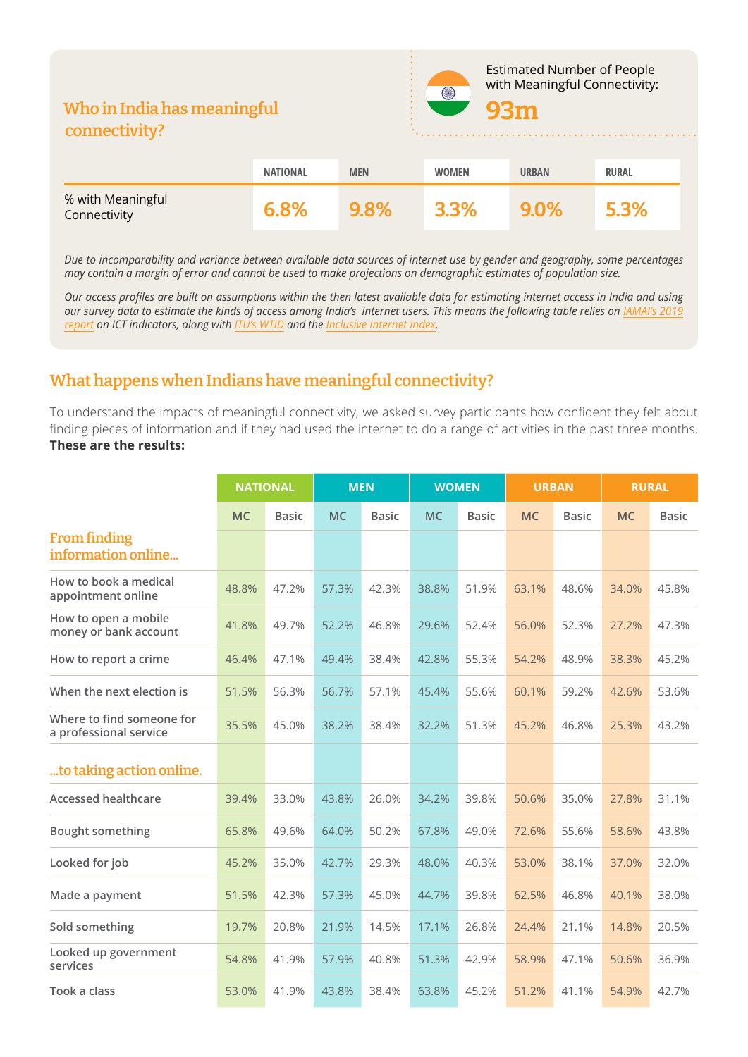## Who in India has meaningful connectivity?

Estimated Number of People with Meaningful Connectivity:

**93m**

| | NATIONAL | MEN | WOMEN | URBAN | RURAL |
|---|---|---|---|---|---|
| % with Meaningful Connectivity | 6.8% | 9.8% | 3.3% | 9.0% | 5.3% |

*Due to incomparability and variance between available data sources of internet use by gender and geography, some percentages may contain a margin of error and cannot be used to make projections on demographic estimates of population size.*

*Our access profiles are built on assumptions within the then latest available data for estimating internet access in India and using our survey data to estimate the kinds of access among India's internet users. This means the following table relies on IAMAI's 2019 report on ICT indicators, along with ITU's WTID and the Inclusive Internet Index.*

## What happens when Indians have meaningful connectivity?

To understand the impacts of meaningful connectivity, we asked survey participants how confident they felt about finding pieces of information and if they had used the internet to do a range of activities in the past three months. **These are the results:**

| | NATIONAL | | MEN | | WOMEN | | URBAN | | RURAL | |
|---|---|---|---|---|---|---|---|---|---|---|
| | MC | Basic | MC | Basic | MC | Basic | MC | Basic | MC | Basic |
| **From finding information online...** | | | | | | | | | | |
| How to book a medical appointment online | 48.8% | 47.2% | 57.3% | 42.3% | 38.8% | 51.9% | 63.1% | 48.6% | 34.0% | 45.8% |
| How to open a mobile money or bank account | 41.8% | 49.7% | 52.2% | 46.8% | 29.6% | 52.4% | 56.0% | 52.3% | 27.2% | 47.3% |
| How to report a crime | 46.4% | 47.1% | 49.4% | 38.4% | 42.8% | 55.3% | 54.2% | 48.9% | 38.3% | 45.2% |
| When the next election is | 51.5% | 56.3% | 56.7% | 57.1% | 45.4% | 55.6% | 60.1% | 59.2% | 42.6% | 53.6% |
| Where to find someone for a professional service | 35.5% | 45.0% | 38.2% | 38.4% | 32.2% | 51.3% | 45.2% | 46.8% | 25.3% | 43.2% |
| **...to taking action online.** | | | | | | | | | | |
| Accessed healthcare | 39.4% | 33.0% | 43.8% | 26.0% | 34.2% | 39.8% | 50.6% | 35.0% | 27.8% | 31.1% |
| Bought something | 65.8% | 49.6% | 64.0% | 50.2% | 67.8% | 49.0% | 72.6% | 55.6% | 58.6% | 43.8% |
| Looked for job | 45.2% | 35.0% | 42.7% | 29.3% | 48.0% | 40.3% | 53.0% | 38.1% | 37.0% | 32.0% |
| Made a payment | 51.5% | 42.3% | 57.3% | 45.0% | 44.7% | 39.8% | 62.5% | 46.8% | 40.1% | 38.0% |
| Sold something | 19.7% | 20.8% | 21.9% | 14.5% | 17.1% | 26.8% | 24.4% | 21.1% | 14.8% | 20.5% |
| Looked up government services | 54.8% | 41.9% | 57.9% | 40.8% | 51.3% | 42.9% | 58.9% | 47.1% | 50.6% | 36.9% |
| Took a class | 53.0% | 41.9% | 43.8% | 38.4% | 63.8% | 45.2% | 51.2% | 41.1% | 54.9% | 42.7% |